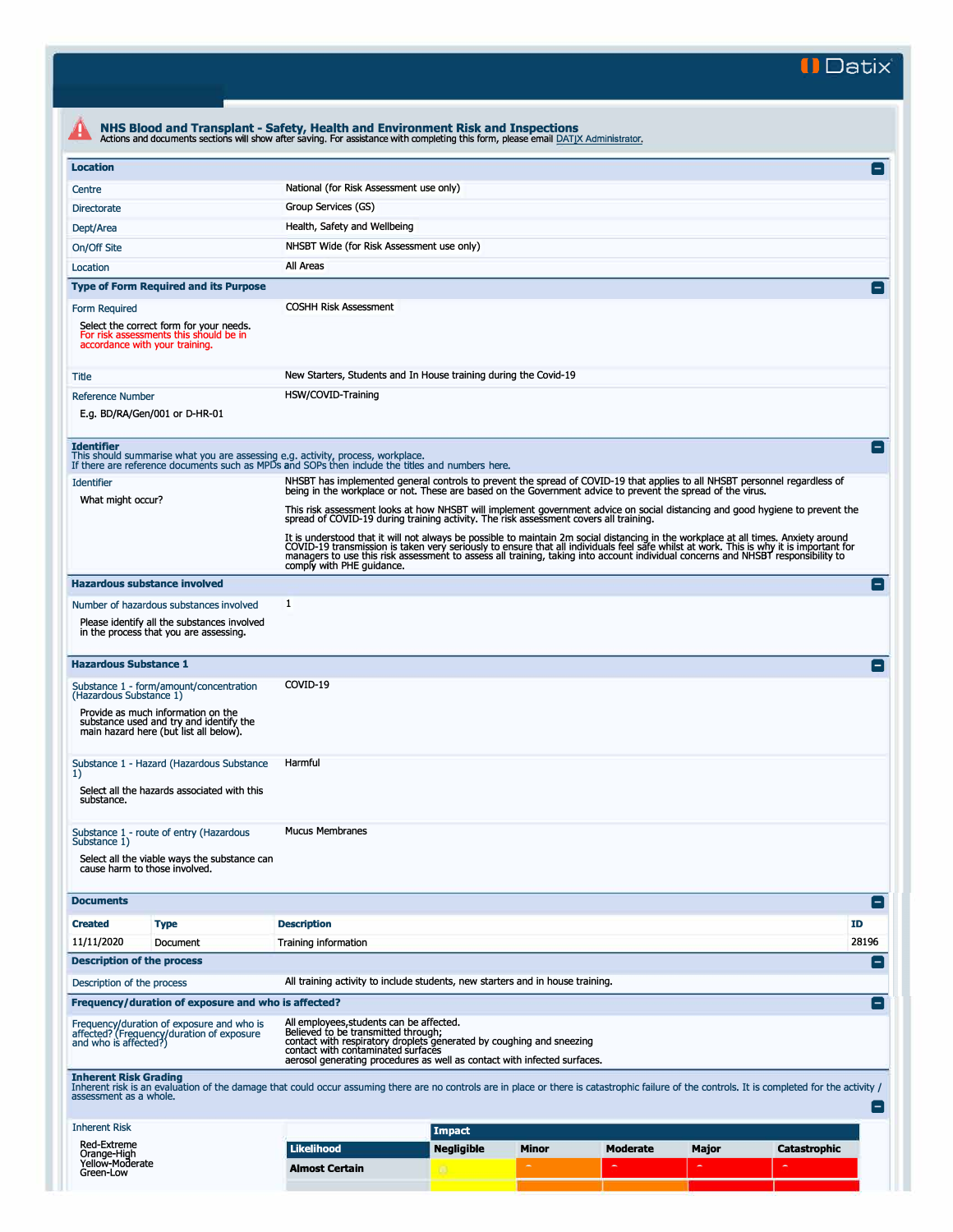# NHS Blood and Transplant - Safety, Health and Environment Risk and Inspections

Actions and documents sections will show after saving. For assistance with completing this form, please email DATIX Administrator.

## Location

| | |
|---|---|
| Centre | National (for Risk Assessment use only) |
| Directorate | Group Services (GS) |
| Dept/Area | Health, Safety and Wellbeing |
| On/Off Site | NHSBT Wide (for Risk Assessment use only) |
| Location | All Areas |

## Type of Form Required and its Purpose

| | |
|---|---|
| Form Required<br>Select the correct form for your needs. For risk assessments this should be in accordance with your training. | COSHH Risk Assessment |
| Title | New Starters, Students and In House training during the Covid-19 |
| Reference Number<br>E.g. BD/RA/Gen/001 or D-HR-01 | HSW/COVID-Training |

## Identifier

This should summarise what you are assessing e.g. activity, process, workplace.
If there are reference documents such as MPDs and SOPs then include the titles and numbers here.

**Identifier**

What might occur?

NHSBT has implemented general controls to prevent the spread of COVID-19 that applies to all NHSBT personnel regardless of being in the workplace or not. These are based on the Government advice to prevent the spread of the virus.

This risk assessment looks at how NHSBT will implement government advice on social distancing and good hygiene to prevent the spread of COVID-19 during training activity. The risk assessment covers all training.

It is understood that it will not always be possible to maintain 2m social distancing in the workplace at all times. Anxiety around COVID-19 transmission is taken very seriously to ensure that all individuals feel safe whilst at work. This is why it is important for managers to use this risk assessment to assess all training, taking into account individual concerns and NHSBT responsibility to comply with PHE guidance.

## Hazardous substance involved

| | |
|---|---|
| Number of hazardous substances involved<br>Please identify all the substances involved in the process that you are assessing. | 1 |

## Hazardous Substance 1

| | |
|---|---|
| Substance 1 - form/amount/concentration (Hazardous Substance 1)<br>Provide as much information on the substance used and try and identify the main hazard here (but list all below). | COVID-19 |
| Substance 1 - Hazard (Hazardous Substance 1)<br>Select all the hazards associated with this substance. | Harmful |
| Substance 1 - route of entry (Hazardous Substance 1)<br>Select all the viable ways the substance can cause harm to those involved. | Mucus Membranes |

## Documents

| Created | Type | Description | ID |
|---|---|---|---|
| 11/11/2020 | Document | Training information | 28196 |

## Description of the process

| | |
|---|---|
| Description of the process | All training activity to include students, new starters and in house training. |

## Frequency/duration of exposure and who is affected?

**Frequency/duration of exposure and who is affected? (Frequency/duration of exposure and who is affected?)**

All employees,students can be affected.
Believed to be transmitted through;
contact with respiratory droplets generated by coughing and sneezing
contact with contaminated surfaces
aerosol generating procedures as well as contact with infected surfaces.

## Inherent Risk Grading

Inherent risk is an evaluation of the damage that could occur assuming there are no controls are in place or there is catastrophic failure of the controls. It is completed for the activity / assessment as a whole.

**Inherent Risk**

Red-Extreme
Orange-High
Yellow-Moderate
Green-Low

| | Impact | | | | |
|---|---|---|---|---|---|
| **Likelihood** | **Negligible** | **Minor** | **Moderate** | **Major** | **Catastrophic** |
| **Almost Certain** | | | | | |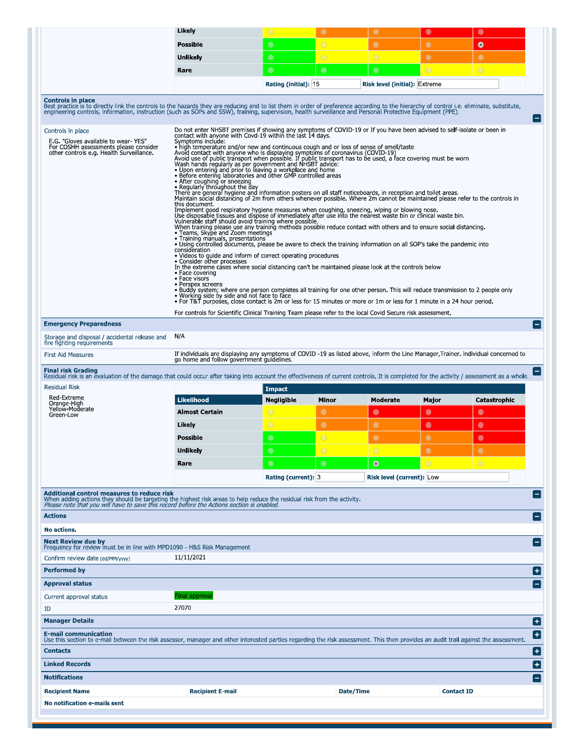| | | | | | |
|---|---|---|---|---|---|
| Likely | | | | | |
| Possible | | | | | ◉ |
| Unlikely | | | | | |
| Rare | | | | | |

**Rating (initial):** 15 **Risk level (initial):** Extreme

## Controls in place

Best practice is to directly link the controls to the hazards they are reducing and to list them in order of preference according to the hierarchy of control i.e. eliminate, substitute, engineering controls, information, instruction (such as SOPs and SSW), training, supervision, health surveillance and Personal Protective Equipment (PPE).

**Controls in place**

E.G. "Gloves available to wear- YES"
For COSHH assessments please consider other controls e.g. Health Surveillance.

Do not enter NHSBT premises if showing any symptoms of COVID-19 or If you have been advised to self-isolate or been in contact with anyone with Covd-19 within the last 14 days.
Symptoms include:
• high temperature and/or new and continuous cough and or loss of sense of smell/taste
Avoid contact with anyone who is displaying symptoms of coronavirus (COVID-19)
Avoid use of public transport when possible. If public transport has to be used, a face covering must be worn
Wash hands regularly as per government and NHSBT advice:
• Upon entering and prior to leaving a workplace and home
• Before entering laboratories and other GMP controlled areas
• After coughing or sneezing
• Regularly throughout the day
There are general hygiene and information posters on all staff noticeboards, in reception and toilet areas.
Maintain social distancing of 2m from others whenever possible. Where 2m cannot be maintained please refer to the controls in this document.
Implement good respiratory hygiene measures when coughing, sneezing, wiping or blowing nose.
Use disposable tissues and dispose of immediately after use into the nearest waste bin or clinical waste bin.
Vulnerable staff should avoid training where possible.
When training please use any training methods possible reduce contact with others and to ensure social distancing.
• Teams, Skype and Zoom meetings
• Training manuals, presentations
• Using controlled documents, please be aware to check the training information on all SOP's take the pandemic into consideration
• Videos to guide and inform of correct operating procedures
• Consider other processes
In the extreme cases where social distancing can't be maintained please look at the controls below
• Face covering
• Face visors
• Perspex screens
• Buddy system; where one person completes all training for one other person. This will reduce transmission to 2 people only
• Working side by side and not face to face
• For T&T purposes, close contact is 2m or less for 15 minutes or more or 1m or less for 1 minute in a 24 hour period.

For controls for Scientific Clinical Training Team please refer to the local Covid Secure risk assessment.

## Emergency Preparedness

| | |
|---|---|
| Storage and disposal / accidental release and fire fighting requirements | N/A |
| First Aid Measures | If individuals are displaying any symptoms of COVID -19 as listed above, inform the Line Manager,Trainer. individual concerned to go home and follow government guidelines. |

## Final risk Grading

Residual risk is an evaluation of the damage that could occur after taking into account the effectiveness of current controls. It is completed for the activity / assessment as a whole.

**Residual Risk**

Red-Extreme
Orange-High
Yellow-Moderate
Green-Low

| | Impact | | | | |
|---|---|---|---|---|---|
| **Likelihood** | **Negligible** | **Minor** | **Moderate** | **Major** | **Catastrophic** |
| **Almost Certain** | | | | | |
| **Likely** | | | | | |
| **Possible** | | | | | |
| **Unlikely** | | | | | |
| **Rare** | | | ◉ | | |

**Rating (current):** 3 **Risk level (current):** Low

## Additional control measures to reduce risk

When adding actions they should be targeting the highest risk areas to help reduce the residual risk from the activity.
*Please note that you will have to save this record before the Actions section is enabled.*

## Actions

**No actions.**

## Next Review due by

Frequency for review must be in line with MPD1090 - H&S Risk Management

Confirm review date (dd/MM/yyyy): 11/11/2021

## Performed by

## Approval status

Current approval status: Final approval

ID: 27070

## Manager Details

## E-mail communication

Use this section to e-mail between the risk assessor, manager and other interested parties regarding the risk assessment. This then provides an audit trail against the assessment.

## Contacts

## Linked Records

## Notifications

| Recipient Name | Recipient E-mail | Date/Time | Contact ID |
|---|---|---|---|
| **No notification e-mails sent** | | | |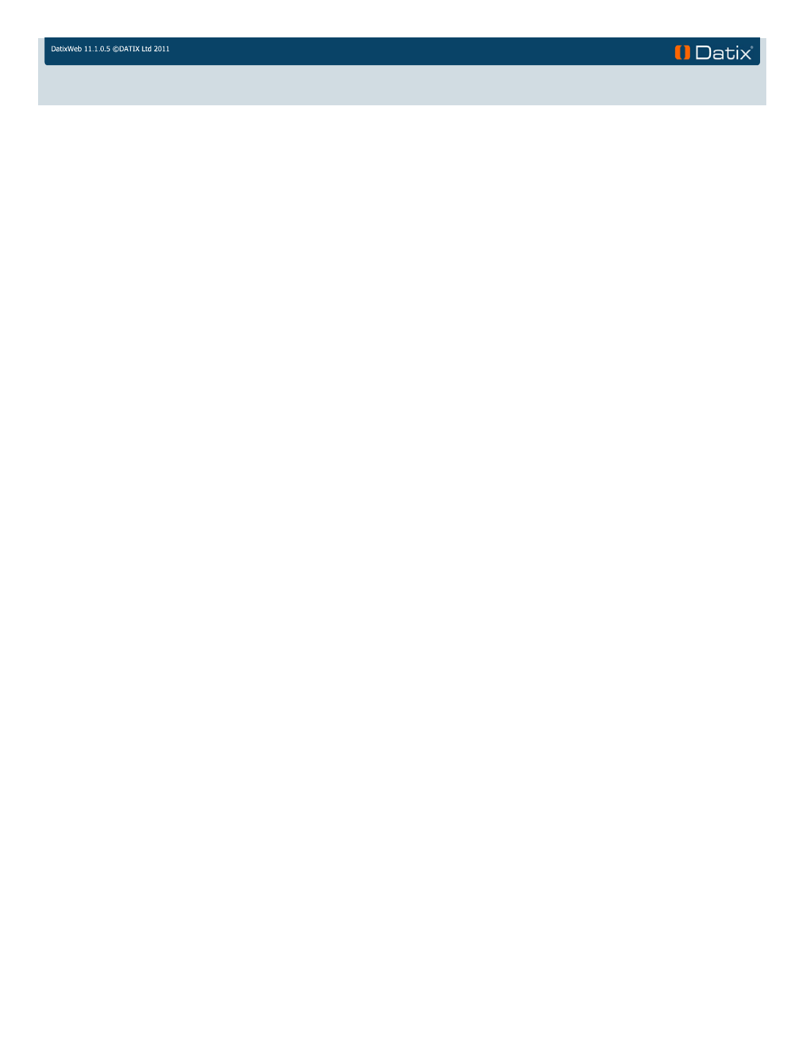DatixWeb 11.1.0.5 ©DATIX Ltd 2011